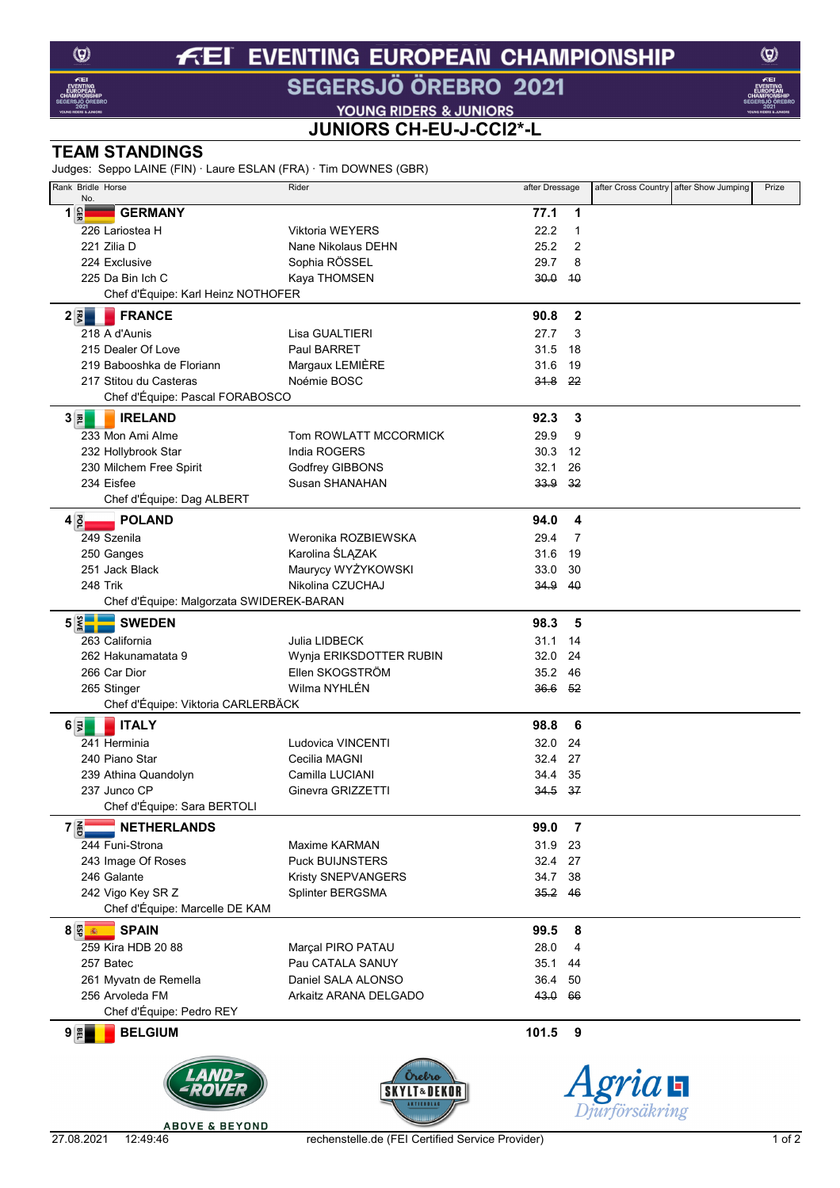# FEI EVENTING EUROPEAN CHAMPIONSHIP

## SEGERSJÖ ÖREBRO 2021

### YOUNG RIDERS & JUNIORS

### JUNIORS CH-EU-J-CCI2*-L

## TEAM STANDINGS

Judges: Seppo LAINE (FIN) · Laure ESLAN (FRA) · Tim DOWNES (GBR)

| Rank | Bridle No. | Horse | Rider | after Dressage | | after Cross Country | after Show Jumping | Prize |
|---|---|---|---|---|---|---|---|---|
| 1 | | **GERMANY** | | **77.1** | **1** | | | |
| | 226 | Lariostea H | Viktoria WEYERS | 22.2 | 1 | | | |
| | 221 | Zilia D | Nane Nikolaus DEHN | 25.2 | 2 | | | |
| | 224 | Exclusive | Sophia RÖSSEL | 29.7 | 8 | | | |
| | 225 | Da Bin Ich C | Kaya THOMSEN | ~~30.0~~ | ~~10~~ | | | |
| | | Chef d'Équipe: Karl Heinz NOTHOFER | | | | | | |
| 2 | | **FRANCE** | | **90.8** | **2** | | | |
| | 218 | A d'Aunis | Lisa GUALTIERI | 27.7 | 3 | | | |
| | 215 | Dealer Of Love | Paul BARRET | 31.5 | 18 | | | |
| | 219 | Babooshka de Floriann | Margaux LEMIÈRE | 31.6 | 19 | | | |
| | 217 | Stitou du Casteras | Noémie BOSC | ~~31.8~~ | ~~22~~ | | | |
| | | Chef d'Équipe: Pascal FORABOSCO | | | | | | |
| 3 | | **IRELAND** | | **92.3** | **3** | | | |
| | 233 | Mon Ami Alme | Tom ROWLATT MCCORMICK | 29.9 | 9 | | | |
| | 232 | Hollybrook Star | India ROGERS | 30.3 | 12 | | | |
| | 230 | Milchem Free Spirit | Godfrey GIBBONS | 32.1 | 26 | | | |
| | 234 | Eisfee | Susan SHANAHAN | ~~33.9~~ | ~~32~~ | | | |
| | | Chef d'Équipe: Dag ALBERT | | | | | | |
| 4 | | **POLAND** | | **94.0** | **4** | | | |
| | 249 | Szenila | Weronika ROZBIEWSKA | 29.4 | 7 | | | |
| | 250 | Ganges | Karolina ŚLĄZAK | 31.6 | 19 | | | |
| | 251 | Jack Black | Maurycy WYŻYKOWSKI | 33.0 | 30 | | | |
| | 248 | Trik | Nikolina CZUCHAJ | ~~34.9~~ | ~~40~~ | | | |
| | | Chef d'Équipe: Malgorzata SWIDEREK-BARAN | | | | | | |
| 5 | | **SWEDEN** | | **98.3** | **5** | | | |
| | 263 | California | Julia LIDBECK | 31.1 | 14 | | | |
| | 262 | Hakunamatata 9 | Wynja ERIKSDOTTER RUBIN | 32.0 | 24 | | | |
| | 266 | Car Dior | Ellen SKOGSTRÖM | 35.2 | 46 | | | |
| | 265 | Stinger | Wilma NYHLÉN | ~~36.6~~ | ~~52~~ | | | |
| | | Chef d'Équipe: Viktoria CARLERBÄCK | | | | | | |
| 6 | | **ITALY** | | **98.8** | **6** | | | |
| | 241 | Herminia | Ludovica VINCENTI | 32.0 | 24 | | | |
| | 240 | Piano Star | Cecilia MAGNI | 32.4 | 27 | | | |
| | 239 | Athina Quandolyn | Camilla LUCIANI | 34.4 | 35 | | | |
| | 237 | Junco CP | Ginevra GRIZZETTI | ~~34.5~~ | ~~37~~ | | | |
| | | Chef d'Équipe: Sara BERTOLI | | | | | | |
| 7 | | **NETHERLANDS** | | **99.0** | **7** | | | |
| | 244 | Funi-Strona | Maxime KARMAN | 31.9 | 23 | | | |
| | 243 | Image Of Roses | Puck BUIJNSTERS | 32.4 | 27 | | | |
| | 246 | Galante | Kristy SNEPVANGERS | 34.7 | 38 | | | |
| | 242 | Vigo Key SR Z | Splinter BERGSMA | ~~35.2~~ | ~~46~~ | | | |
| | | Chef d'Équipe: Marcelle DE KAM | | | | | | |
| 8 | | **SPAIN** | | **99.5** | **8** | | | |
| | 259 | Kira HDB 20 88 | Marçal PIRO PATAU | 28.0 | 4 | | | |
| | 257 | Batec | Pau CATALA SANUY | 35.1 | 44 | | | |
| | 261 | Myvatn de Remella | Daniel SALA ALONSO | 36.4 | 50 | | | |
| | 256 | Arvoleda FM | Arkaitz ARANA DELGADO | ~~43.0~~ | ~~66~~ | | | |
| | | Chef d'Équipe: Pedro REY | | | | | | |
| 9 | | **BELGIUM** | | **101.5** | **9** | | | |

LAND ROVER ABOVE & BEYOND · Örebro SKYLT & DEKOR · Agria Djurförsäkring

27.08.2021 12:49:46 rechenstelle.de (FEI Certified Service Provider)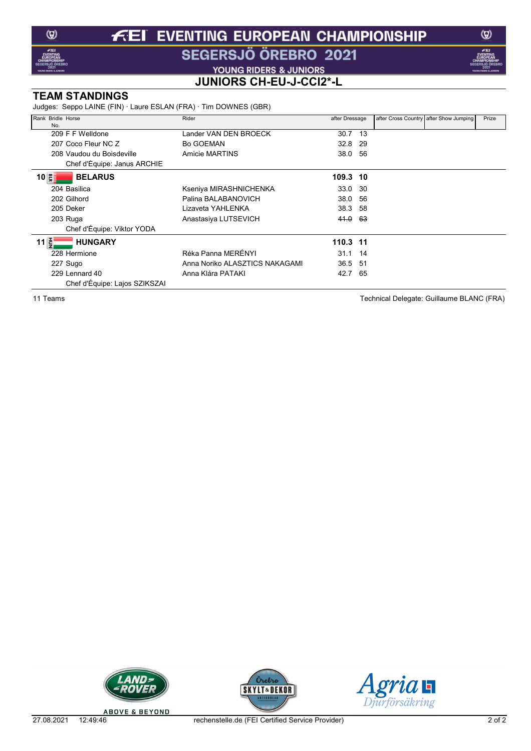# EVENTING EUROPEAN CHAMPIONSHIP

## SEGERSJÖ ÖREBRO 2021

YOUNG RIDERS & JUNIORS

## JUNIORS CH-EU-J-CCI2*-L

## TEAM STANDINGS

Judges: Seppo LAINE (FIN) · Laure ESLAN (FRA) · Tim DOWNES (GBR)

| Rank | Bridle No. | Horse | Rider | after Dressage | | after Cross Country | after Show Jumping | Prize |
|---|---|---|---|---|---|---|---|---|
| | 209 | F F Welldone | Lander VAN DEN BROECK | 30.7 | 13 | | | |
| | 207 | Coco Fleur NC Z | Bo GOEMAN | 32.8 | 29 | | | |
| | 208 | Vaudou du Boisdeville | Amicie MARTINS | 38.0 | 56 | | | |
| | | Chef d'Équipe: Janus ARCHIE | | | | | | |
| **10** | BLR | **BELARUS** | | **109.3** | **10** | | | |
| | 204 | Basilica | Kseniya MIRASHNICHENKA | 33.0 | 30 | | | |
| | 202 | Gilhord | Palina BALABANOVICH | 38.0 | 56 | | | |
| | 205 | Deker | Lizaveta YAHLENKA | 38.3 | 58 | | | |
| | 203 | Ruga | Anastasiya LUTSEVICH | ~~41.0~~ | ~~63~~ | | | |
| | | Chef d'Équipe: Viktor YODA | | | | | | |
| **11** | HUN | **HUNGARY** | | **110.3** | **11** | | | |
| | 228 | Hermione | Réka Panna MERÉNYI | 31.1 | 14 | | | |
| | 227 | Sugo | Anna Noriko ALASZTICS NAKAGAMI | 36.5 | 51 | | | |
| | 229 | Lennard 40 | Anna Klára PATAKI | 42.7 | 65 | | | |
| | | Chef d'Équipe: Lajos SZIKSZAI | | | | | | |

11 Teams

Technical Delegate: Guillaume BLANC (FRA)

27.08.2021 12:49:46 rechenstelle.de (FEI Certified Service Provider)